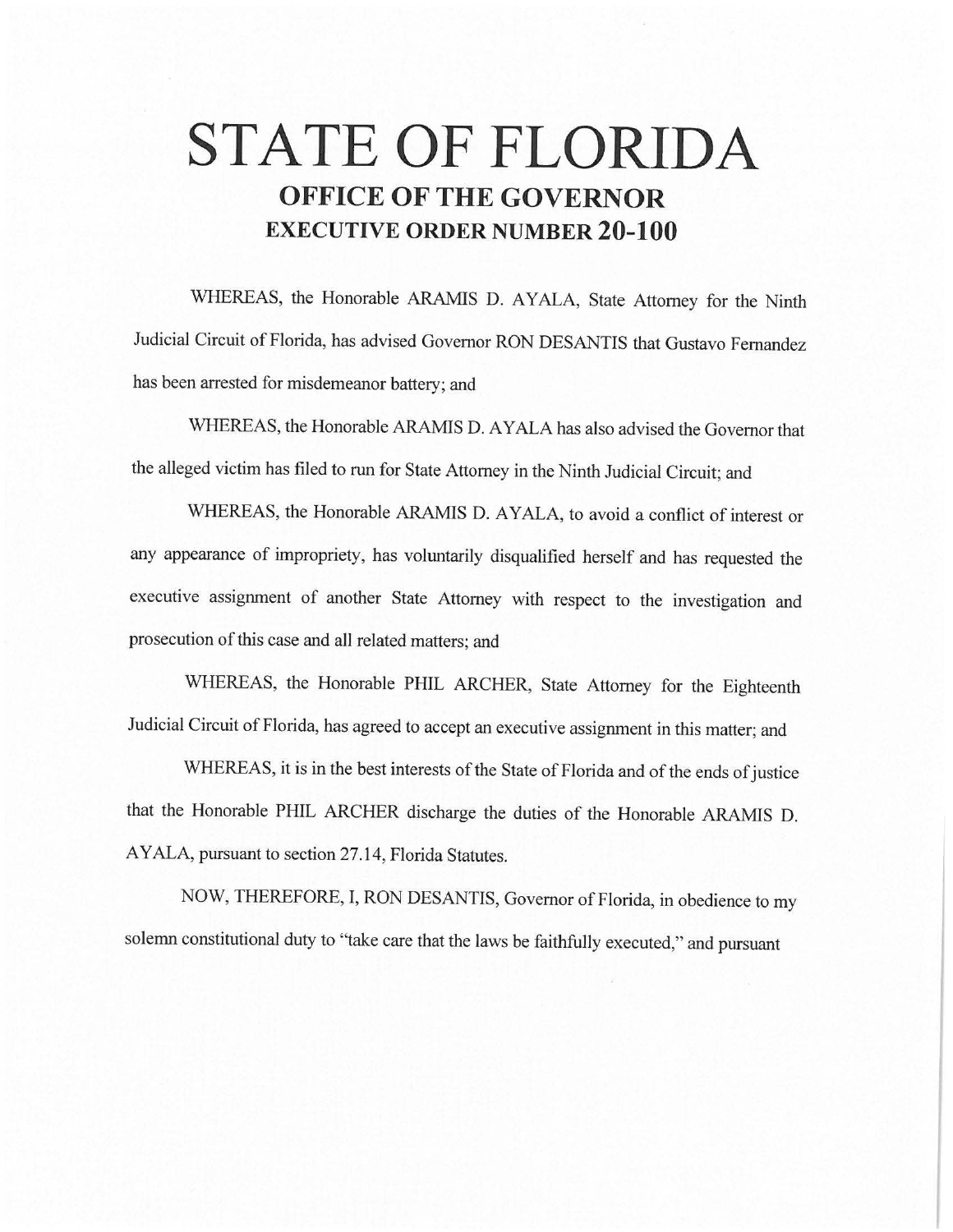# STATE OF FLORIDA

## OFFICE OF THE GOVERNOR

## EXECUTIVE ORDER NUMBER 20-100

WHEREAS, the Honorable ARAMIS D. AYALA, State Attorney for the Ninth Judicial Circuit of Florida, has advised Governor RON DESANTIS that Gustavo Fernandez has been arrested for misdemeanor battery; and

WHEREAS, the Honorable ARAMIS D. AYALA has also advised the Governor that the alleged victim has filed to run for State Attorney in the Ninth Judicial Circuit; and

WHEREAS, the Honorable ARAMIS D. AYALA, to avoid a conflict of interest or any appearance of impropriety, has voluntarily disqualified herself and has requested the executive assignment of another State Attorney with respect to the investigation and prosecution of this case and all related matters; and

WHEREAS, the Honorable PHIL ARCHER, State Attorney for the Eighteenth Judicial Circuit of Florida, has agreed to accept an executive assignment in this matter; and

WHEREAS, it is in the best interests of the State of Florida and of the ends of justice that the Honorable PHIL ARCHER discharge the duties of the Honorable ARAMIS D. AYALA, pursuant to section 27.14, Florida Statutes.

NOW, THEREFORE, I, RON DESANTIS, Governor of Florida, in obedience to my solemn constitutional duty to "take care that the laws be faithfully executed," and pursuant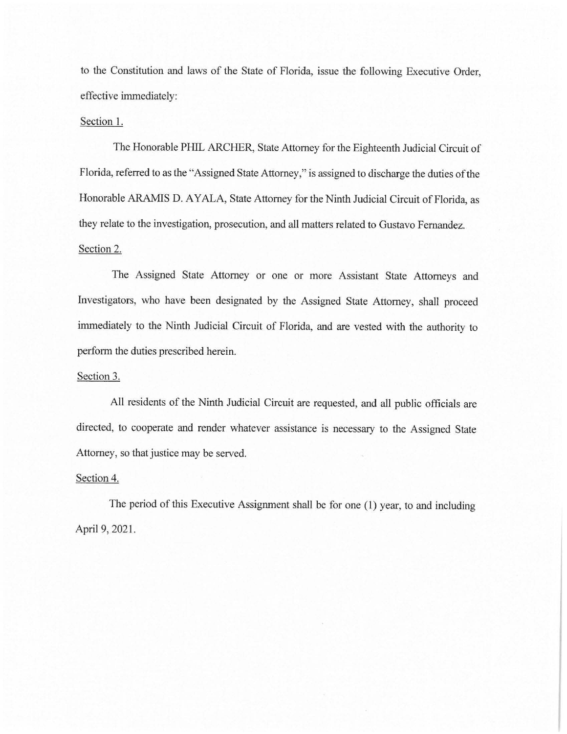to the Constitution and laws of the State of Florida, issue the following Executive Order, effective immediately:

Section 1.

The Honorable PHIL ARCHER, State Attorney for the Eighteenth Judicial Circuit of Florida, referred to as the "Assigned State Attorney," is assigned to discharge the duties of the Honorable ARAMIS D. AYALA, State Attorney for the Ninth Judicial Circuit of Florida, as they relate to the investigation, prosecution, and all matters related to Gustavo Fernandez.

Section 2.

The Assigned State Attorney or one or more Assistant State Attorneys and Investigators, who have been designated by the Assigned State Attorney, shall proceed immediately to the Ninth Judicial Circuit of Florida, and are vested with the authority to perform the duties prescribed herein.

Section 3.

All residents of the Ninth Judicial Circuit are requested, and all public officials are directed, to cooperate and render whatever assistance is necessary to the Assigned State Attorney, so that justice may be served.

Section 4.

The period of this Executive Assignment shall be for one (1) year, to and including April 9, 2021.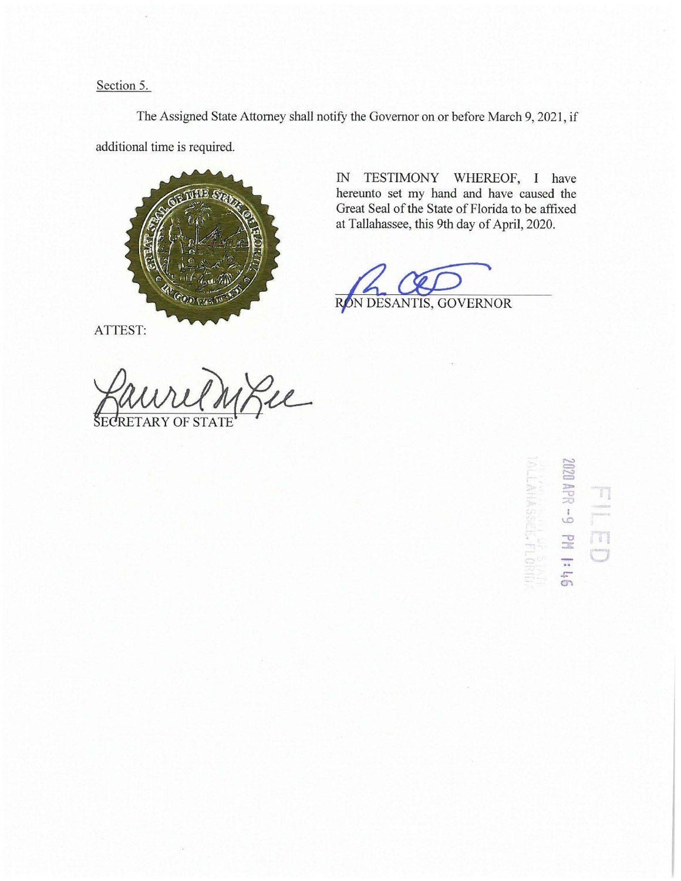Section 5.

The Assigned State Attorney shall notify the Governor on or before March 9, 2021, if additional time is required.

IN TESTIMONY WHEREOF, I have hereunto set my hand and have caused the Great Seal of the State of Florida to be affixed at Tallahassee, this 9th day of April, 2020.

RON DESANTIS, GOVERNOR

ATTEST:

SECRETARY OF STATE

FILED

2020 APR -9 PM 1:46

DEPARTMENT OF STATE
TALLAHASSEE, FLORIDA